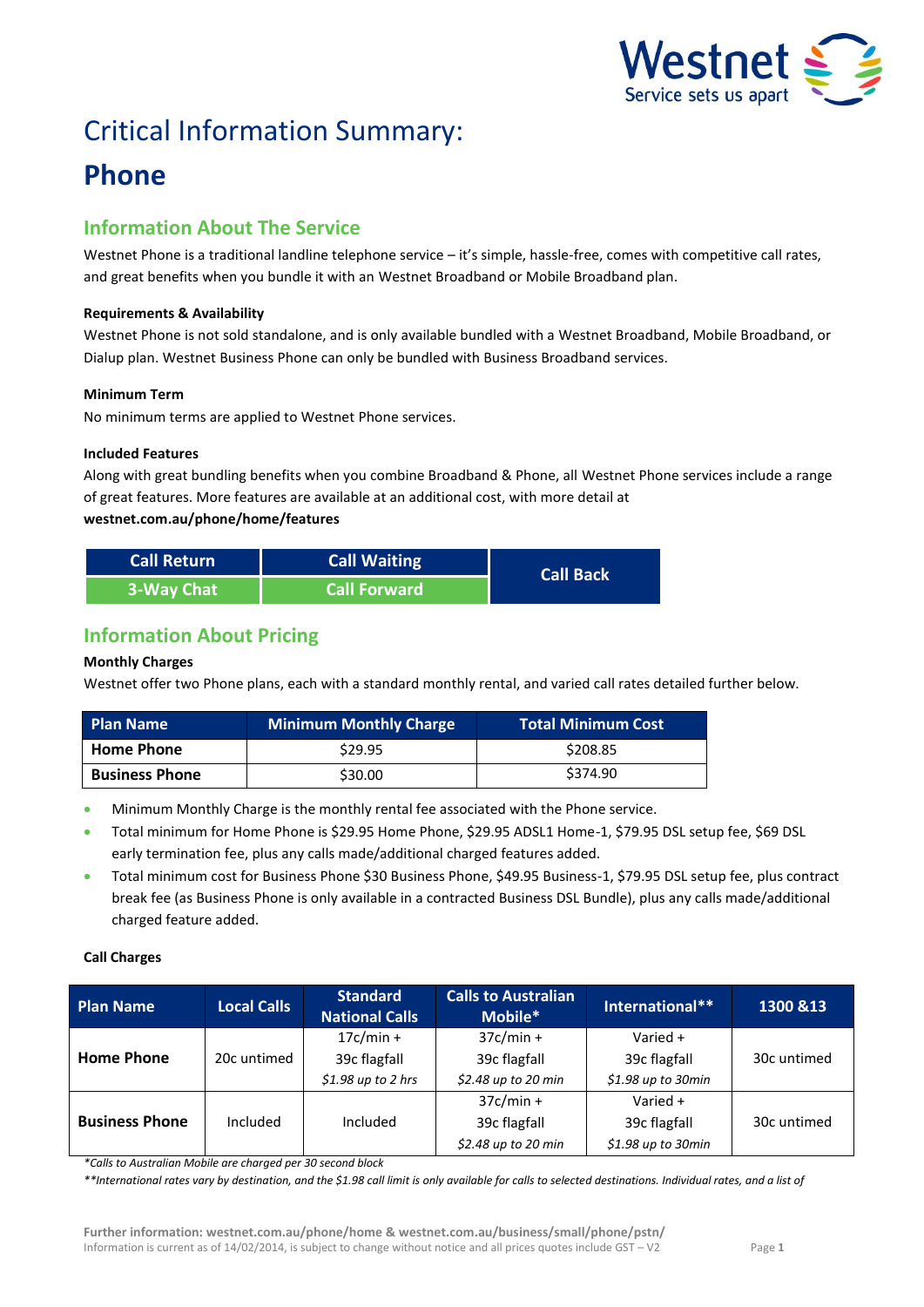# Critical Information Summary:

# Phone

## Information About The Service

Westnet Phone is a traditional landline telephone service – it's simple, hassle-free, comes with competitive call rates, and great benefits when you bundle it with an Westnet Broadband or Mobile Broadband plan.

**Requirements & Availability**

Westnet Phone is not sold standalone, and is only available bundled with a Westnet Broadband, Mobile Broadband, or Dialup plan. Westnet Business Phone can only be bundled with Business Broadband services.

**Minimum Term**

No minimum terms are applied to Westnet Phone services.

**Included Features**

Along with great bundling benefits when you combine Broadband & Phone, all Westnet Phone services include a range of great features. More features are available at an additional cost, with more detail at **westnet.com.au/phone/home/features**

| Call Return | Call Waiting | Call Back |
|---|---|---|
| 3-Way Chat | Call Forward | |

## Information About Pricing

**Monthly Charges**

Westnet offer two Phone plans, each with a standard monthly rental, and varied call rates detailed further below.

| Plan Name | Minimum Monthly Charge | Total Minimum Cost |
|---|---|---|
| **Home Phone** | $29.95 | $208.85 |
| **Business Phone** | $30.00 | $374.90 |

- Minimum Monthly Charge is the monthly rental fee associated with the Phone service.
- Total minimum for Home Phone is $29.95 Home Phone, $29.95 ADSL1 Home-1, $79.95 DSL setup fee, $69 DSL early termination fee, plus any calls made/additional charged features added.
- Total minimum cost for Business Phone $30 Business Phone, $49.95 Business-1, $79.95 DSL setup fee, plus contract break fee (as Business Phone is only available in a contracted Business DSL Bundle), plus any calls made/additional charged feature added.

**Call Charges**

| Plan Name | Local Calls | Standard National Calls | Calls to Australian Mobile* | International** | 1300 &13 |
|---|---|---|---|---|---|
| **Home Phone** | 20c untimed | 17c/min + 39c flagfall *$1.98 up to 2 hrs* | 37c/min + 39c flagfall *$2.48 up to 20 min* | Varied + 39c flagfall *$1.98 up to 30min* | 30c untimed |
| **Business Phone** | Included | Included | 37c/min + 39c flagfall *$2.48 up to 20 min* | Varied + 39c flagfall *$1.98 up to 30min* | 30c untimed |

*\*Calls to Australian Mobile are charged per 30 second block*

*\*\*International rates vary by destination, and the $1.98 call limit is only available for calls to selected destinations. Individual rates, and a list of*

**Further information: westnet.com.au/phone/home & westnet.com.au/business/small/phone/pstn/**

Information is current as of 14/02/2014, is subject to change without notice and all prices quotes include GST – V2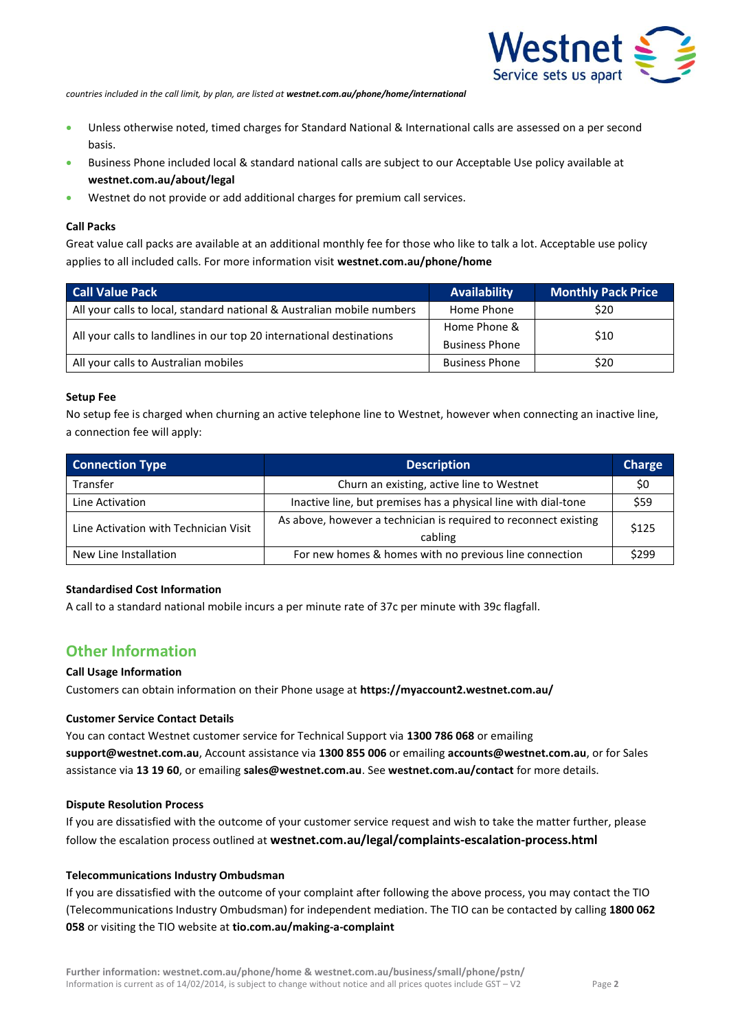*countries included in the call limit, by plan, are listed at **westnet.com.au/phone/home/international***

- Unless otherwise noted, timed charges for Standard National & International calls are assessed on a per second basis.
- Business Phone included local & standard national calls are subject to our Acceptable Use policy available at **westnet.com.au/about/legal**
- Westnet do not provide or add additional charges for premium call services.

### Call Packs

Great value call packs are available at an additional monthly fee for those who like to talk a lot. Acceptable use policy applies to all included calls. For more information visit **westnet.com.au/phone/home**

| Call Value Pack | Availability | Monthly Pack Price |
|---|---|---|
| All your calls to local, standard national & Australian mobile numbers | Home Phone | $20 |
| All your calls to landlines in our top 20 international destinations | Home Phone & Business Phone | $10 |
| All your calls to Australian mobiles | Business Phone | $20 |

### Setup Fee

No setup fee is charged when churning an active telephone line to Westnet, however when connecting an inactive line, a connection fee will apply:

| Connection Type | Description | Charge |
|---|---|---|
| Transfer | Churn an existing, active line to Westnet | $0 |
| Line Activation | Inactive line, but premises has a physical line with dial-tone | $59 |
| Line Activation with Technician Visit | As above, however a technician is required to reconnect existing cabling | $125 |
| New Line Installation | For new homes & homes with no previous line connection | $299 |

### Standardised Cost Information

A call to a standard national mobile incurs a per minute rate of 37c per minute with 39c flagfall.

## Other Information

### Call Usage Information

Customers can obtain information on their Phone usage at **https://myaccount2.westnet.com.au/**

### Customer Service Contact Details

You can contact Westnet customer service for Technical Support via **1300 786 068** or emailing **support@westnet.com.au**, Account assistance via **1300 855 006** or emailing **accounts@westnet.com.au**, or for Sales assistance via **13 19 60**, or emailing **sales@westnet.com.au**. See **westnet.com.au/contact** for more details.

### Dispute Resolution Process

If you are dissatisfied with the outcome of your customer service request and wish to take the matter further, please follow the escalation process outlined at **westnet.com.au/legal/complaints-escalation-process.html**

### Telecommunications Industry Ombudsman

If you are dissatisfied with the outcome of your complaint after following the above process, you may contact the TIO (Telecommunications Industry Ombudsman) for independent mediation. The TIO can be contacted by calling **1800 062 058** or visiting the TIO website at **tio.com.au/making-a-complaint**

**Further information: westnet.com.au/phone/home & westnet.com.au/business/small/phone/pstn/**
Information is current as of 14/02/2014, is subject to change without notice and all prices quotes include GST – V2